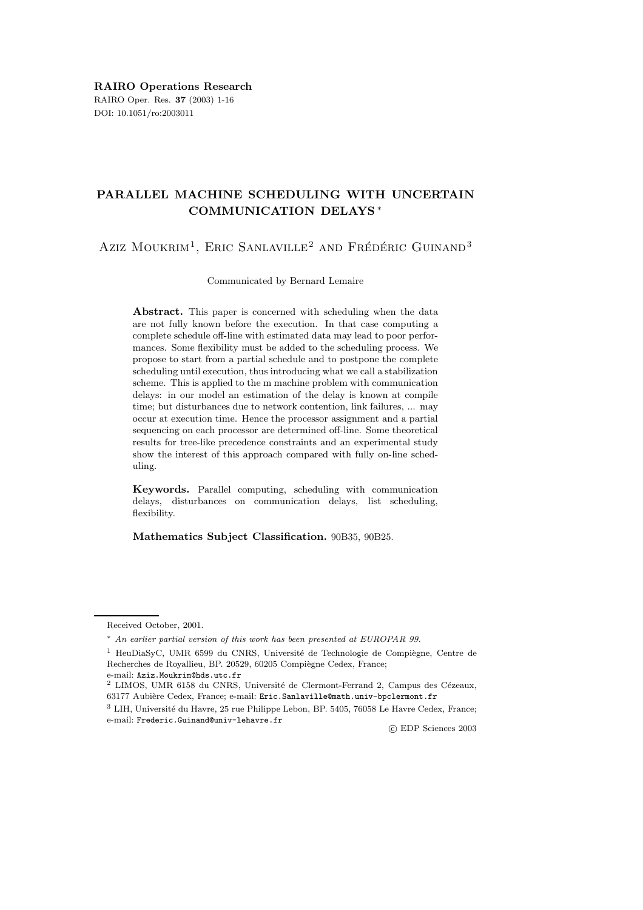# PARALLEL MACHINE SCHEDULING WITH UNCERTAIN COMMUNICATION DELAYS *

Aziz Moukrim[1], Eric Sanlaville[2] and Frédéric Guinand[3]

Communicated by Bernard Lemaire

**Abstract.** This paper is concerned with scheduling when the data are not fully known before the execution. In that case computing a complete schedule off-line with estimated data may lead to poor performances. Some flexibility must be added to the scheduling process. We propose to start from a partial schedule and to postpone the complete scheduling until execution, thus introducing what we call a stabilization scheme. This is applied to the m machine problem with communication delays: in our model an estimation of the delay is known at compile time; but disturbances due to network contention, link failures, ... may occur at execution time. Hence the processor assignment and a partial sequencing on each processor are determined off-line. Some theoretical results for tree-like precedence constraints and an experimental study show the interest of this approach compared with fully on-line scheduling.

**Keywords.** Parallel computing, scheduling with communication delays, disturbances on communication delays, list scheduling, flexibility.

**Mathematics Subject Classification.** 90B35, 90B25.

---

Received October, 2001.

* *An earlier partial version of this work has been presented at EUROPAR 99.*

[1] HeuDiaSyC, UMR 6599 du CNRS, Université de Technologie de Compiègne, Centre de Recherches de Royallieu, BP. 20529, 60205 Compiègne Cedex, France; e-mail: Aziz.Moukrim@hds.utc.fr

[2] LIMOS, UMR 6158 du CNRS, Université de Clermont-Ferrand 2, Campus des Cézeaux, 63177 Aubière Cedex, France; e-mail: Eric.Sanlaville@math.univ-bpclermont.fr

[3] LIH, Université du Havre, 25 rue Philippe Lebon, BP. 5405, 76058 Le Havre Cedex, France; e-mail: Frederic.Guinand@univ-lehavre.fr

© EDP Sciences 2003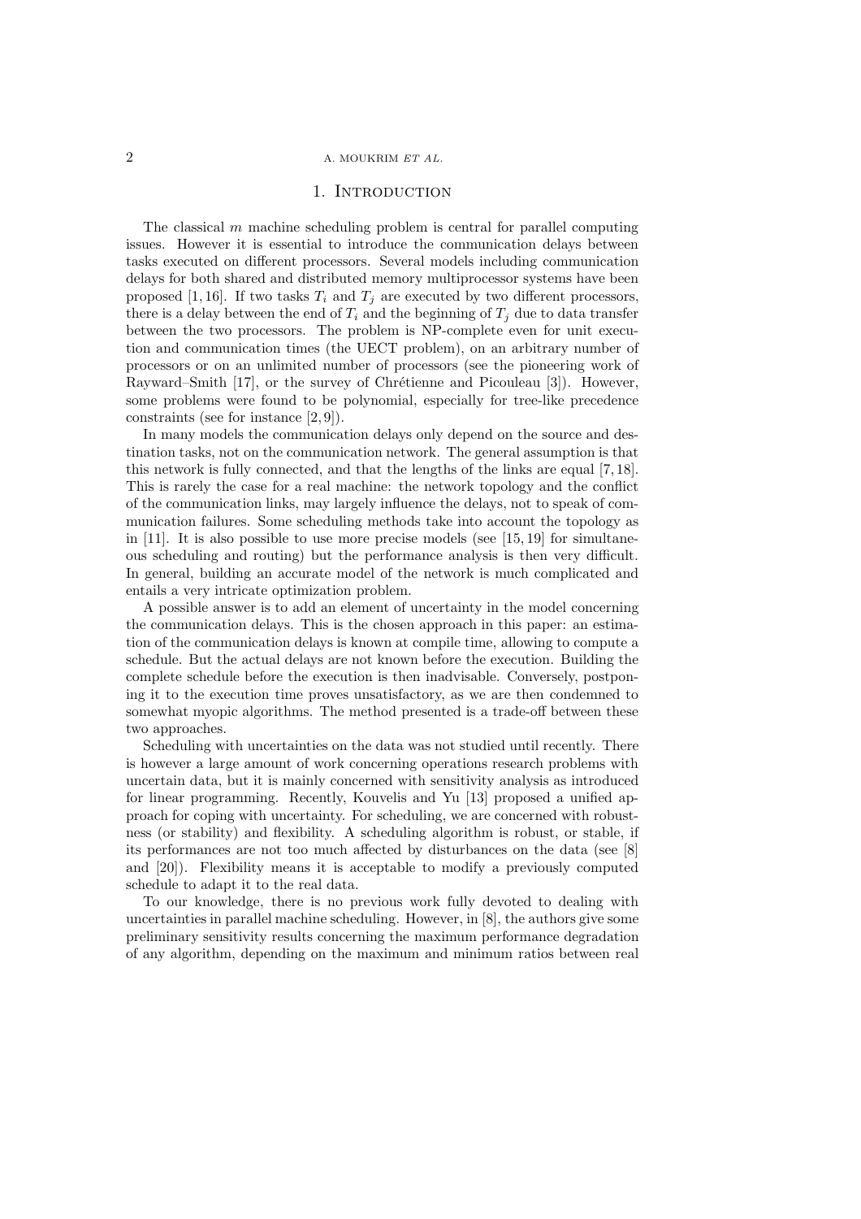## 1. Introduction

The classical $m$ machine scheduling problem is central for parallel computing issues. However it is essential to introduce the communication delays between tasks executed on different processors. Several models including communication delays for both shared and distributed memory multiprocessor systems have been proposed [1, 16]. If two tasks $T_i$ and $T_j$ are executed by two different processors, there is a delay between the end of $T_i$ and the beginning of $T_j$ due to data transfer between the two processors. The problem is NP-complete even for unit execution and communication times (the UECT problem), on an arbitrary number of processors or on an unlimited number of processors (see the pioneering work of Rayward–Smith [17], or the survey of Chrétienne and Picouleau [3]). However, some problems were found to be polynomial, especially for tree-like precedence constraints (see for instance [2, 9]).

In many models the communication delays only depend on the source and destination tasks, not on the communication network. The general assumption is that this network is fully connected, and that the lengths of the links are equal [7, 18]. This is rarely the case for a real machine: the network topology and the conflict of the communication links, may largely influence the delays, not to speak of communication failures. Some scheduling methods take into account the topology as in [11]. It is also possible to use more precise models (see [15, 19] for simultaneous scheduling and routing) but the performance analysis is then very difficult. In general, building an accurate model of the network is much complicated and entails a very intricate optimization problem.

A possible answer is to add an element of uncertainty in the model concerning the communication delays. This is the chosen approach in this paper: an estimation of the communication delays is known at compile time, allowing to compute a schedule. But the actual delays are not known before the execution. Building the complete schedule before the execution is then inadvisable. Conversely, postponing it to the execution time proves unsatisfactory, as we are then condemned to somewhat myopic algorithms. The method presented is a trade-off between these two approaches.

Scheduling with uncertainties on the data was not studied until recently. There is however a large amount of work concerning operations research problems with uncertain data, but it is mainly concerned with sensitivity analysis as introduced for linear programming. Recently, Kouvelis and Yu [13] proposed a unified approach for coping with uncertainty. For scheduling, we are concerned with robustness (or stability) and flexibility. A scheduling algorithm is robust, or stable, if its performances are not too much affected by disturbances on the data (see [8] and [20]). Flexibility means it is acceptable to modify a previously computed schedule to adapt it to the real data.

To our knowledge, there is no previous work fully devoted to dealing with uncertainties in parallel machine scheduling. However, in [8], the authors give some preliminary sensitivity results concerning the maximum performance degradation of any algorithm, depending on the maximum and minimum ratios between real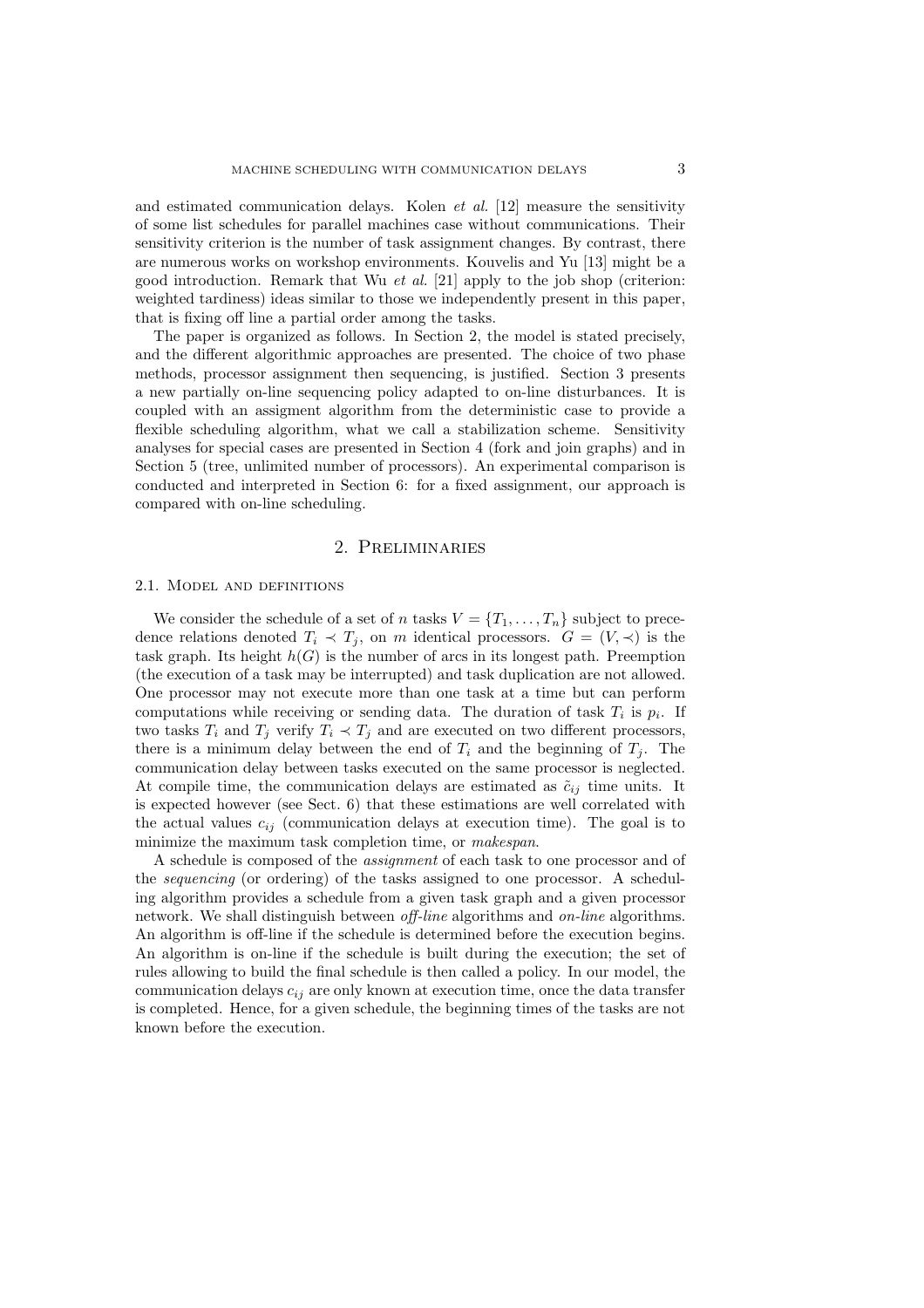and estimated communication delays. Kolen *et al.* [12] measure the sensitivity of some list schedules for parallel machines case without communications. Their sensitivity criterion is the number of task assignment changes. By contrast, there are numerous works on workshop environments. Kouvelis and Yu [13] might be a good introduction. Remark that Wu *et al.* [21] apply to the job shop (criterion: weighted tardiness) ideas similar to those we independently present in this paper, that is fixing off line a partial order among the tasks.

The paper is organized as follows. In Section 2, the model is stated precisely, and the different algorithmic approaches are presented. The choice of two phase methods, processor assignment then sequencing, is justified. Section 3 presents a new partially on-line sequencing policy adapted to on-line disturbances. It is coupled with an assigment algorithm from the deterministic case to provide a flexible scheduling algorithm, what we call a stabilization scheme. Sensitivity analyses for special cases are presented in Section 4 (fork and join graphs) and in Section 5 (tree, unlimited number of processors). An experimental comparison is conducted and interpreted in Section 6: for a fixed assignment, our approach is compared with on-line scheduling.

## 2. Preliminaries

### 2.1. Model and definitions

We consider the schedule of a set of $n$ tasks $V = \{T_1, \ldots, T_n\}$ subject to precedence relations denoted $T_i \prec T_j$, on $m$ identical processors. $G = (V, \prec)$ is the task graph. Its height $h(G)$ is the number of arcs in its longest path. Preemption (the execution of a task may be interrupted) and task duplication are not allowed. One processor may not execute more than one task at a time but can perform computations while receiving or sending data. The duration of task $T_i$ is $p_i$. If two tasks $T_i$ and $T_j$ verify $T_i \prec T_j$ and are executed on two different processors, there is a minimum delay between the end of $T_i$ and the beginning of $T_j$. The communication delay between tasks executed on the same processor is neglected. At compile time, the communication delays are estimated as $\tilde{c}_{ij}$ time units. It is expected however (see Sect. 6) that these estimations are well correlated with the actual values $c_{ij}$ (communication delays at execution time). The goal is to minimize the maximum task completion time, or *makespan*.

A schedule is composed of the *assignment* of each task to one processor and of the *sequencing* (or ordering) of the tasks assigned to one processor. A scheduling algorithm provides a schedule from a given task graph and a given processor network. We shall distinguish between *off-line* algorithms and *on-line* algorithms. An algorithm is off-line if the schedule is determined before the execution begins. An algorithm is on-line if the schedule is built during the execution; the set of rules allowing to build the final schedule is then called a policy. In our model, the communication delays $c_{ij}$ are only known at execution time, once the data transfer is completed. Hence, for a given schedule, the beginning times of the tasks are not known before the execution.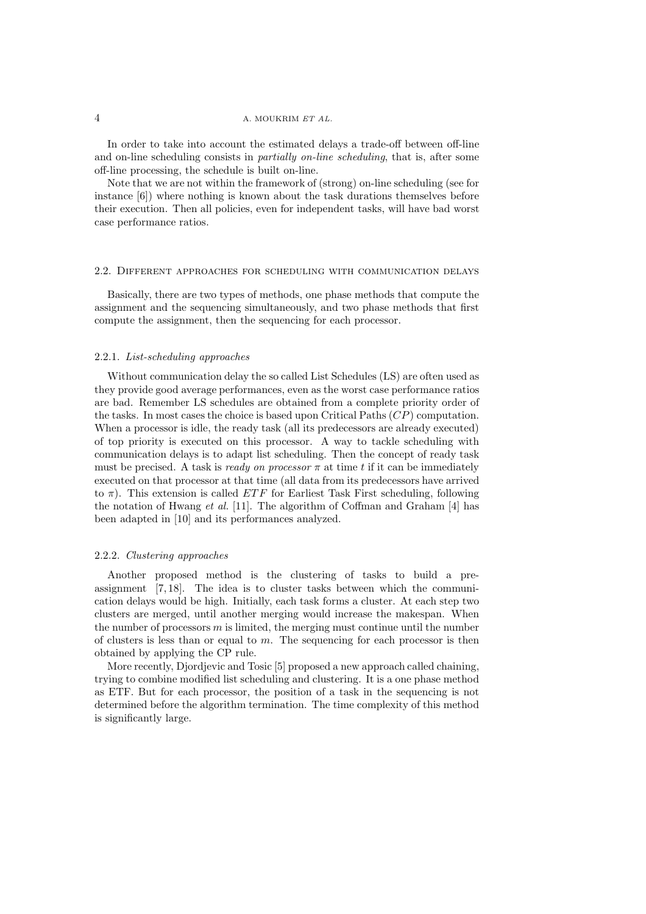In order to take into account the estimated delays a trade-off between off-line and on-line scheduling consists in *partially on-line scheduling*, that is, after some off-line processing, the schedule is built on-line.

Note that we are not within the framework of (strong) on-line scheduling (see for instance [6]) where nothing is known about the task durations themselves before their execution. Then all policies, even for independent tasks, will have bad worst case performance ratios.

## 2.2. Different approaches for scheduling with communication delays

Basically, there are two types of methods, one phase methods that compute the assignment and the sequencing simultaneously, and two phase methods that first compute the assignment, then the sequencing for each processor.

### 2.2.1. *List-scheduling approaches*

Without communication delay the so called List Schedules (LS) are often used as they provide good average performances, even as the worst case performance ratios are bad. Remember LS schedules are obtained from a complete priority order of the tasks. In most cases the choice is based upon Critical Paths ($CP$) computation. When a processor is idle, the ready task (all its predecessors are already executed) of top priority is executed on this processor. A way to tackle scheduling with communication delays is to adapt list scheduling. Then the concept of ready task must be precised. A task is *ready on processor* $\pi$ at time $t$ if it can be immediately executed on that processor at that time (all data from its predecessors have arrived to $\pi$). This extension is called $ETF$ for Earliest Task First scheduling, following the notation of Hwang *et al.* [11]. The algorithm of Coffman and Graham [4] has been adapted in [10] and its performances analyzed.

### 2.2.2. *Clustering approaches*

Another proposed method is the clustering of tasks to build a pre-assignment [7, 18]. The idea is to cluster tasks between which the communication delays would be high. Initially, each task forms a cluster. At each step two clusters are merged, until another merging would increase the makespan. When the number of processors $m$ is limited, the merging must continue until the number of clusters is less than or equal to $m$. The sequencing for each processor is then obtained by applying the CP rule.

More recently, Djordjevic and Tosic [5] proposed a new approach called chaining, trying to combine modified list scheduling and clustering. It is a one phase method as ETF. But for each processor, the position of a task in the sequencing is not determined before the algorithm termination. The time complexity of this method is significantly large.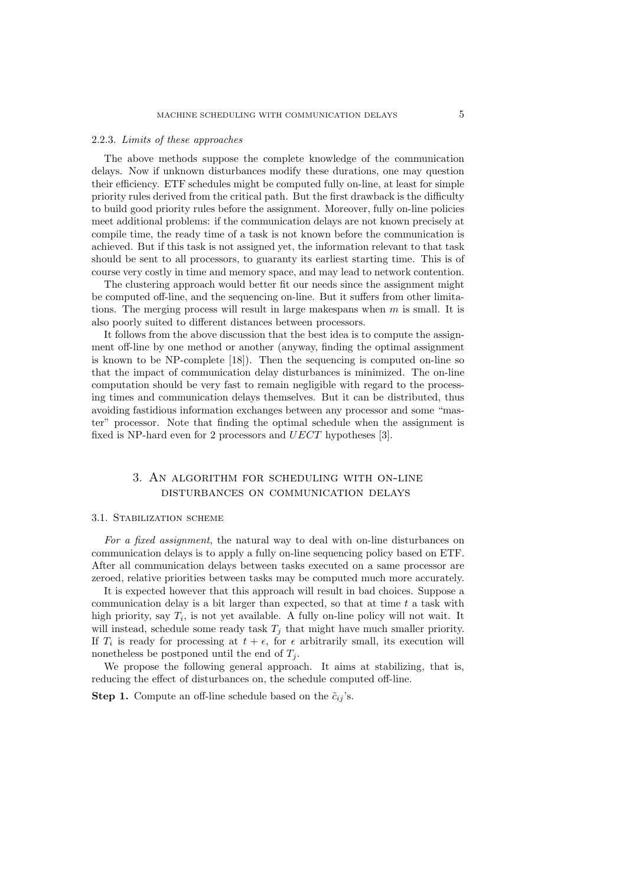#### 2.2.3. *Limits of these approaches*

The above methods suppose the complete knowledge of the communication delays. Now if unknown disturbances modify these durations, one may question their efficiency. ETF schedules might be computed fully on-line, at least for simple priority rules derived from the critical path. But the first drawback is the difficulty to build good priority rules before the assignment. Moreover, fully on-line policies meet additional problems: if the communication delays are not known precisely at compile time, the ready time of a task is not known before the communication is achieved. But if this task is not assigned yet, the information relevant to that task should be sent to all processors, to guaranty its earliest starting time. This is of course very costly in time and memory space, and may lead to network contention.

The clustering approach would better fit our needs since the assignment might be computed off-line, and the sequencing on-line. But it suffers from other limitations. The merging process will result in large makespans when $m$ is small. It is also poorly suited to different distances between processors.

It follows from the above discussion that the best idea is to compute the assignment off-line by one method or another (anyway, finding the optimal assignment is known to be NP-complete [18]). Then the sequencing is computed on-line so that the impact of communication delay disturbances is minimized. The on-line computation should be very fast to remain negligible with regard to the processing times and communication delays themselves. But it can be distributed, thus avoiding fastidious information exchanges between any processor and some "master" processor. Note that finding the optimal schedule when the assignment is fixed is NP-hard even for 2 processors and $UECT$ hypotheses [3].

## 3. An algorithm for scheduling with on-line disturbances on communication delays

### 3.1. Stabilization scheme

*For a fixed assignment*, the natural way to deal with on-line disturbances on communication delays is to apply a fully on-line sequencing policy based on ETF. After all communication delays between tasks executed on a same processor are zeroed, relative priorities between tasks may be computed much more accurately.

It is expected however that this approach will result in bad choices. Suppose a communication delay is a bit larger than expected, so that at time $t$ a task with high priority, say $T_i$, is not yet available. A fully on-line policy will not wait. It will instead, schedule some ready task $T_j$ that might have much smaller priority. If $T_i$ is ready for processing at $t + \epsilon$, for $\epsilon$ arbitrarily small, its execution will nonetheless be postponed until the end of $T_j$.

We propose the following general approach. It aims at stabilizing, that is, reducing the effect of disturbances on, the schedule computed off-line.

**Step 1.** Compute an off-line schedule based on the $\tilde{c}_{ij}$'s.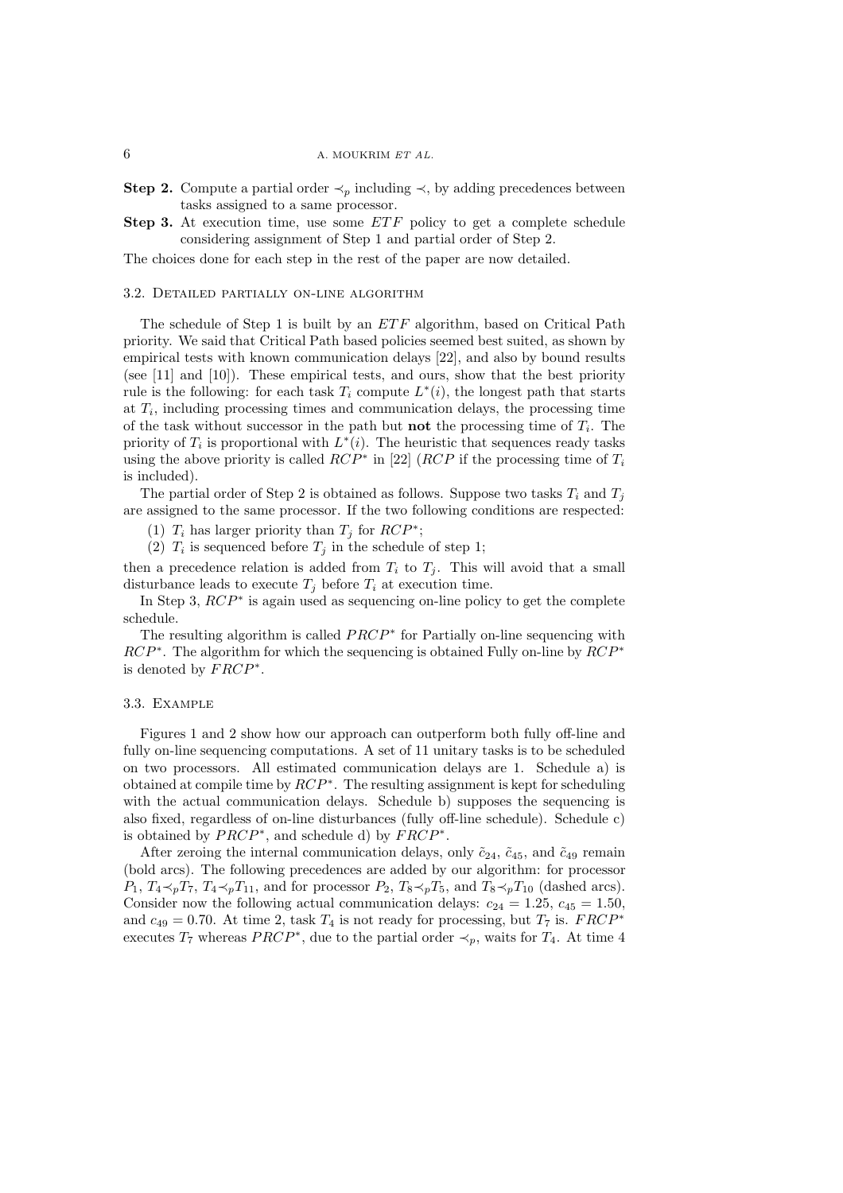**Step 2.** Compute a partial order $\prec_p$ including $\prec$, by adding precedences between tasks assigned to a same processor.

**Step 3.** At execution time, use some $ETF$ policy to get a complete schedule considering assignment of Step 1 and partial order of Step 2.

The choices done for each step in the rest of the paper are now detailed.

### 3.2. Detailed partially on-line algorithm

The schedule of Step 1 is built by an $ETF$ algorithm, based on Critical Path priority. We said that Critical Path based policies seemed best suited, as shown by empirical tests with known communication delays [22], and also by bound results (see [11] and [10]). These empirical tests, and ours, show that the best priority rule is the following: for each task $T_i$ compute $L^*(i)$, the longest path that starts at $T_i$, including processing times and communication delays, the processing time of the task without successor in the path but **not** the processing time of $T_i$. The priority of $T_i$ is proportional with $L^*(i)$. The heuristic that sequences ready tasks using the above priority is called $RCP^*$ in [22] ($RCP$ if the processing time of $T_i$ is included).

The partial order of Step 2 is obtained as follows. Suppose two tasks $T_i$ and $T_j$ are assigned to the same processor. If the two following conditions are respected:

(1) $T_i$ has larger priority than $T_j$ for $RCP^*$;

(2) $T_i$ is sequenced before $T_j$ in the schedule of step 1;

then a precedence relation is added from $T_i$ to $T_j$. This will avoid that a small disturbance leads to execute $T_j$ before $T_i$ at execution time.

In Step 3, $RCP^*$ is again used as sequencing on-line policy to get the complete schedule.

The resulting algorithm is called $PRCP^*$ for Partially on-line sequencing with $RCP^*$. The algorithm for which the sequencing is obtained Fully on-line by $RCP^*$ is denoted by $FRCP^*$.

### 3.3. Example

Figures 1 and 2 show how our approach can outperform both fully off-line and fully on-line sequencing computations. A set of 11 unitary tasks is to be scheduled on two processors. All estimated communication delays are 1. Schedule a) is obtained at compile time by $RCP^*$. The resulting assignment is kept for scheduling with the actual communication delays. Schedule b) supposes the sequencing is also fixed, regardless of on-line disturbances (fully off-line schedule). Schedule c) is obtained by $PRCP^*$, and schedule d) by $FRCP^*$.

After zeroing the internal communication delays, only $\tilde{c}_{24}$, $\tilde{c}_{45}$, and $\tilde{c}_{49}$ remain (bold arcs). The following precedences are added by our algorithm: for processor $P_1$, $T_4 \prec_p T_7$, $T_4 \prec_p T_{11}$, and for processor $P_2$, $T_8 \prec_p T_5$, and $T_8 \prec_p T_{10}$ (dashed arcs). Consider now the following actual communication delays: $c_{24} = 1.25$, $c_{45} = 1.50$, and $c_{49} = 0.70$. At time 2, task $T_4$ is not ready for processing, but $T_7$ is. $FRCP^*$ executes $T_7$ whereas $PRCP^*$, due to the partial order $\prec_p$, waits for $T_4$. At time 4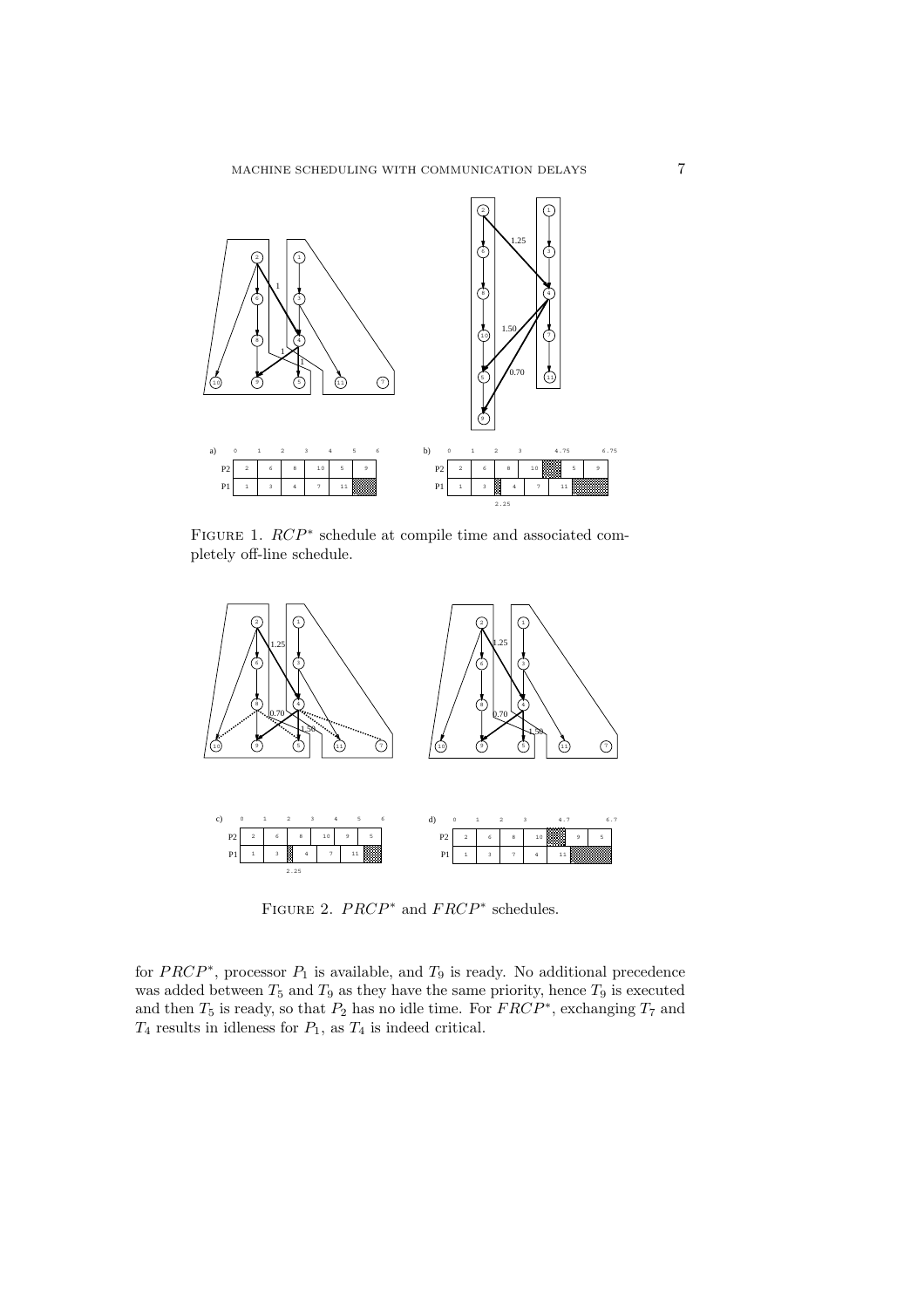Figure 1. $RCP^*$ schedule at compile time and associated completely off-line schedule.

Figure 2. $PRCP^*$ and $FRCP^*$ schedules.

for $PRCP^*$, processor $P_1$ is available, and $T_9$ is ready. No additional precedence was added between $T_5$ and $T_9$ as they have the same priority, hence $T_9$ is executed and then $T_5$ is ready, so that $P_2$ has no idle time. For $FRCP^*$, exchanging $T_7$ and $T_4$ results in idleness for $P_1$, as $T_4$ is indeed critical.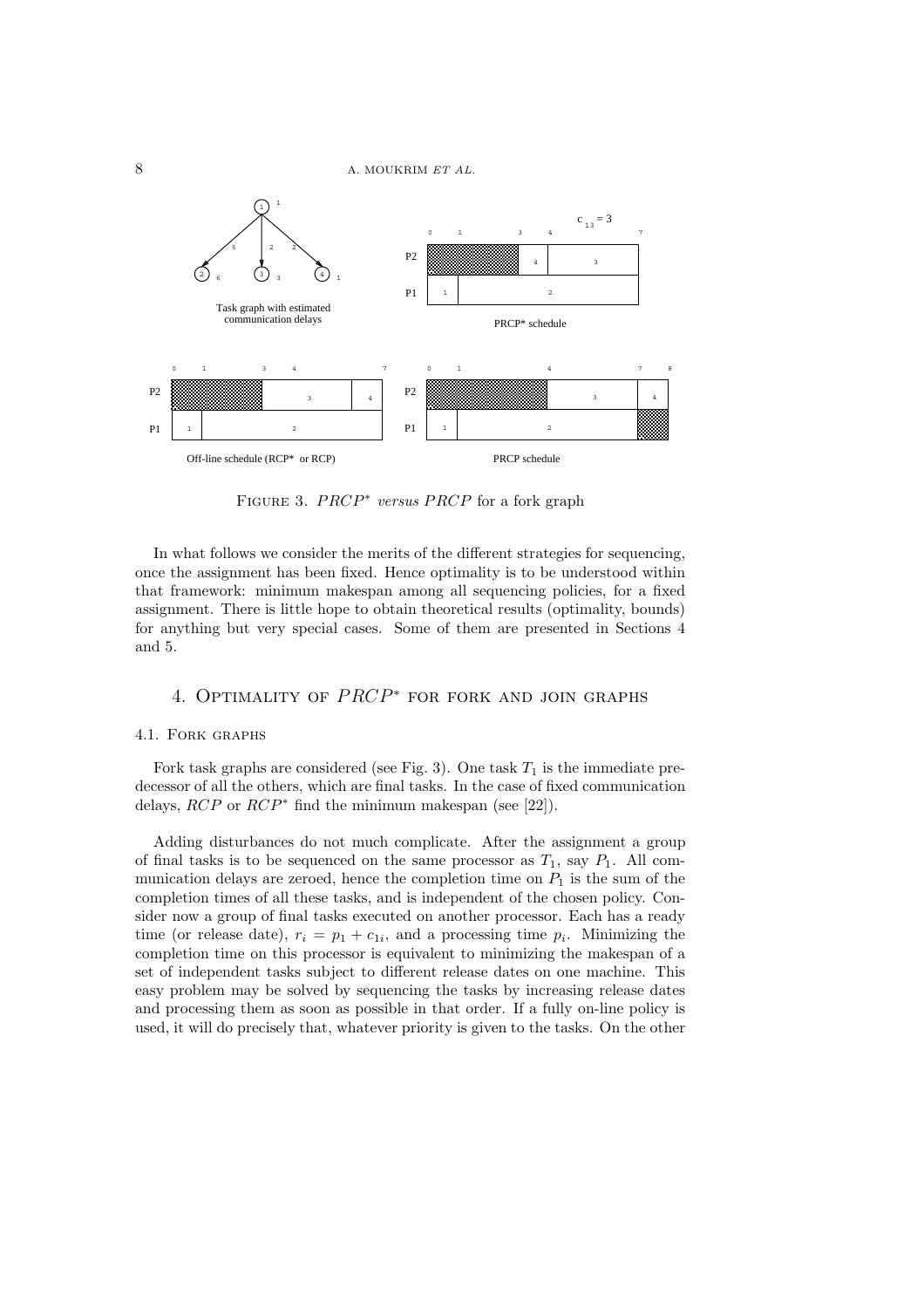FIGURE 3. $PRCP^*$ *versus* $PRCP$ for a fork graph

In what follows we consider the merits of the different strategies for sequencing, once the assignment has been fixed. Hence optimality is to be understood within that framework: minimum makespan among all sequencing policies, for a fixed assignment. There is little hope to obtain theoretical results (optimality, bounds) for anything but very special cases. Some of them are presented in Sections 4 and 5.

## 4. Optimality of $PRCP^*$ for fork and join graphs

### 4.1. Fork graphs

Fork task graphs are considered (see Fig. 3). One task $T_1$ is the immediate predecessor of all the others, which are final tasks. In the case of fixed communication delays, $RCP$ or $RCP^*$ find the minimum makespan (see [22]).

Adding disturbances do not much complicate. After the assignment a group of final tasks is to be sequenced on the same processor as $T_1$, say $P_1$. All communication delays are zeroed, hence the completion time on $P_1$ is the sum of the completion times of all these tasks, and is independent of the chosen policy. Consider now a group of final tasks executed on another processor. Each has a ready time (or release date), $r_i = p_1 + c_{1i}$, and a processing time $p_i$. Minimizing the completion time on this processor is equivalent to minimizing the makespan of a set of independent tasks subject to different release dates on one machine. This easy problem may be solved by sequencing the tasks by increasing release dates and processing them as soon as possible in that order. If a fully on-line policy is used, it will do precisely that, whatever priority is given to the tasks. On the other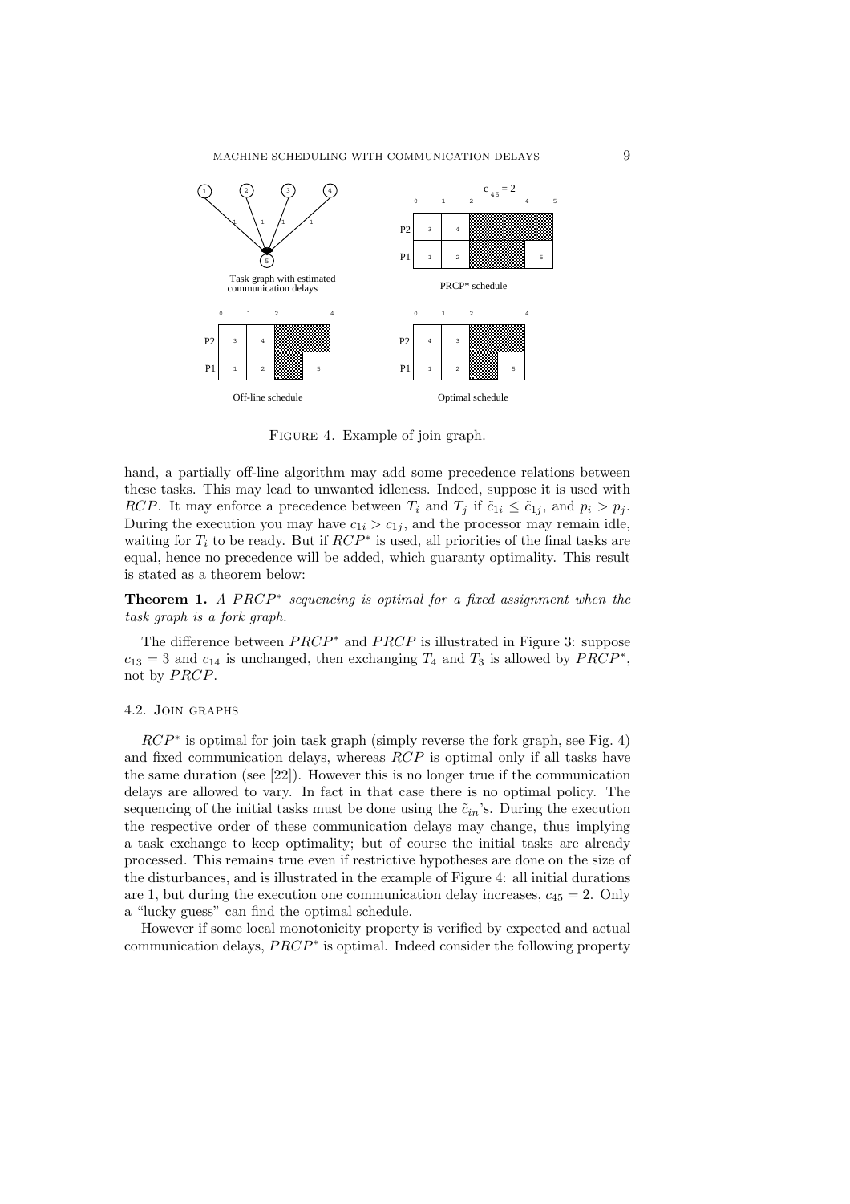FIGURE 4. Example of join graph.

hand, a partially off-line algorithm may add some precedence relations between these tasks. This may lead to unwanted idleness. Indeed, suppose it is used with $RCP$. It may enforce a precedence between $T_i$ and $T_j$ if $\tilde{c}_{1i} \leq \tilde{c}_{1j}$, and $p_i > p_j$. During the execution you may have $c_{1i} > c_{1j}$, and the processor may remain idle, waiting for $T_i$ to be ready. But if $RCP^*$ is used, all priorities of the final tasks are equal, hence no precedence will be added, which guaranty optimality. This result is stated as a theorem below:

**Theorem 1.** *A $PRCP^*$ sequencing is optimal for a fixed assignment when the task graph is a fork graph.*

The difference between $PRCP^*$ and $PRCP$ is illustrated in Figure 3: suppose $c_{13} = 3$ and $c_{14}$ is unchanged, then exchanging $T_4$ and $T_3$ is allowed by $PRCP^*$, not by $PRCP$.

### 4.2. Join graphs

$RCP^*$ is optimal for join task graph (simply reverse the fork graph, see Fig. 4) and fixed communication delays, whereas $RCP$ is optimal only if all tasks have the same duration (see [22]). However this is no longer true if the communication delays are allowed to vary. In fact in that case there is no optimal policy. The sequencing of the initial tasks must be done using the $\tilde{c}_{in}$'s. During the execution the respective order of these communication delays may change, thus implying a task exchange to keep optimality; but of course the initial tasks are already processed. This remains true even if restrictive hypotheses are done on the size of the disturbances, and is illustrated in the example of Figure 4: all initial durations are 1, but during the execution one communication delay increases, $c_{45} = 2$. Only a "lucky guess" can find the optimal schedule.

However if some local monotonicity property is verified by expected and actual communication delays, $PRCP^*$ is optimal. Indeed consider the following property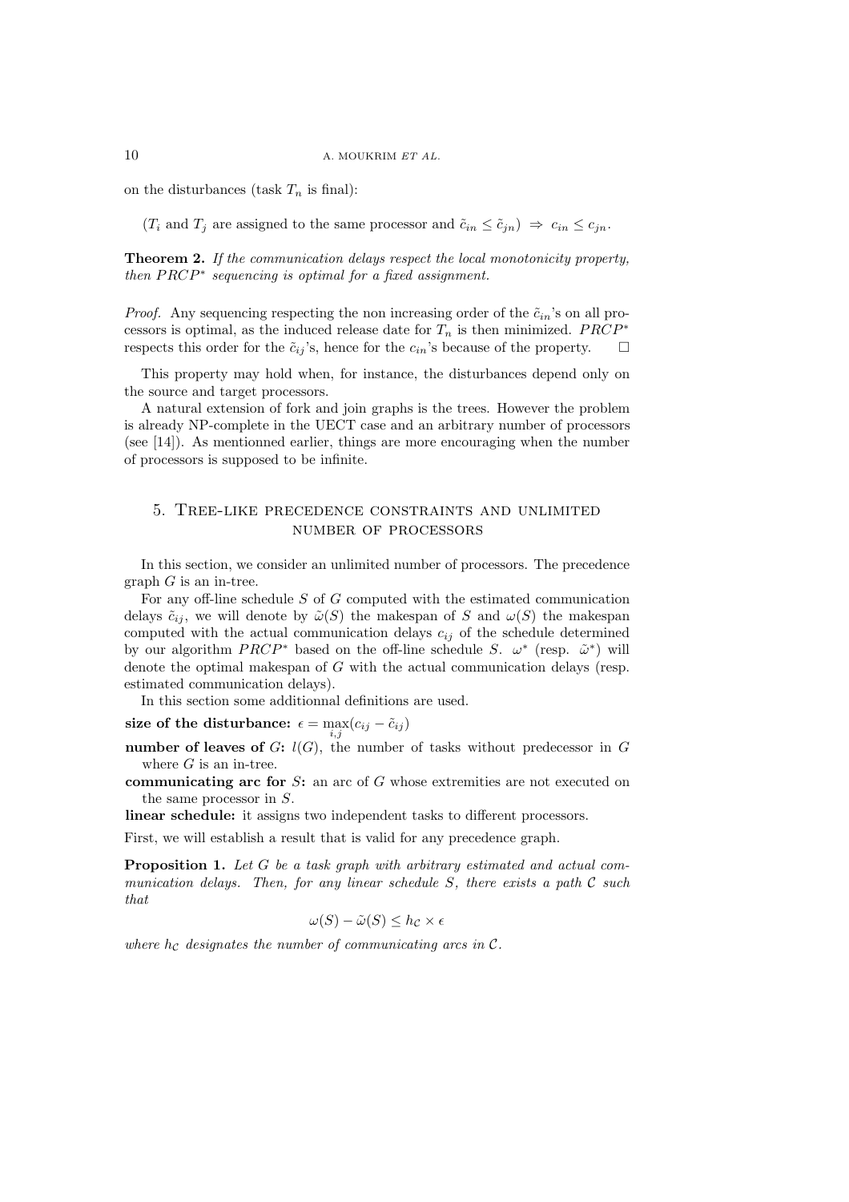on the disturbances (task $T_n$ is final):

($T_i$ and $T_j$ are assigned to the same processor and $\tilde{c}_{in} \leq \tilde{c}_{jn}$) $\Rightarrow$ $c_{in} \leq c_{jn}$.

**Theorem 2.** *If the communication delays respect the local monotonicity property, then $PRCP^*$ sequencing is optimal for a fixed assignment.*

*Proof.* Any sequencing respecting the non increasing order of the $\tilde{c}_{in}$'s on all processors is optimal, as the induced release date for $T_n$ is then minimized. $PRCP^*$ respects this order for the $\tilde{c}_{ij}$'s, hence for the $c_{in}$'s because of the property. $\square$

This property may hold when, for instance, the disturbances depend only on the source and target processors.

A natural extension of fork and join graphs is the trees. However the problem is already NP-complete in the UECT case and an arbitrary number of processors (see [14]). As mentionned earlier, things are more encouraging when the number of processors is supposed to be infinite.

## 5. Tree-like precedence constraints and unlimited number of processors

In this section, we consider an unlimited number of processors. The precedence graph $G$ is an in-tree.

For any off-line schedule $S$ of $G$ computed with the estimated communication delays $\tilde{c}_{ij}$, we will denote by $\tilde{\omega}(S)$ the makespan of $S$ and $\omega(S)$ the makespan computed with the actual communication delays $c_{ij}$ of the schedule determined by our algorithm $PRCP^*$ based on the off-line schedule $S$. $\omega^*$ (resp. $\tilde{\omega}^*$) will denote the optimal makespan of $G$ with the actual communication delays (resp. estimated communication delays).

In this section some additionnal definitions are used.

**size of the disturbance:** $\epsilon = \max_{i,j}(c_{ij} - \tilde{c}_{ij})$

**number of leaves of $G$:** $l(G)$, the number of tasks without predecessor in $G$ where $G$ is an in-tree.

**communicating arc for $S$:** an arc of $G$ whose extremities are not executed on the same processor in $S$.

**linear schedule:** it assigns two independent tasks to different processors.

First, we will establish a result that is valid for any precedence graph.

**Proposition 1.** *Let $G$ be a task graph with arbitrary estimated and actual communication delays. Then, for any linear schedule $S$, there exists a path $\mathcal{C}$ such that*

$$\omega(S) - \tilde{\omega}(S) \leq h_{\mathcal{C}} \times \epsilon$$

*where $h_{\mathcal{C}}$ designates the number of communicating arcs in $\mathcal{C}$.*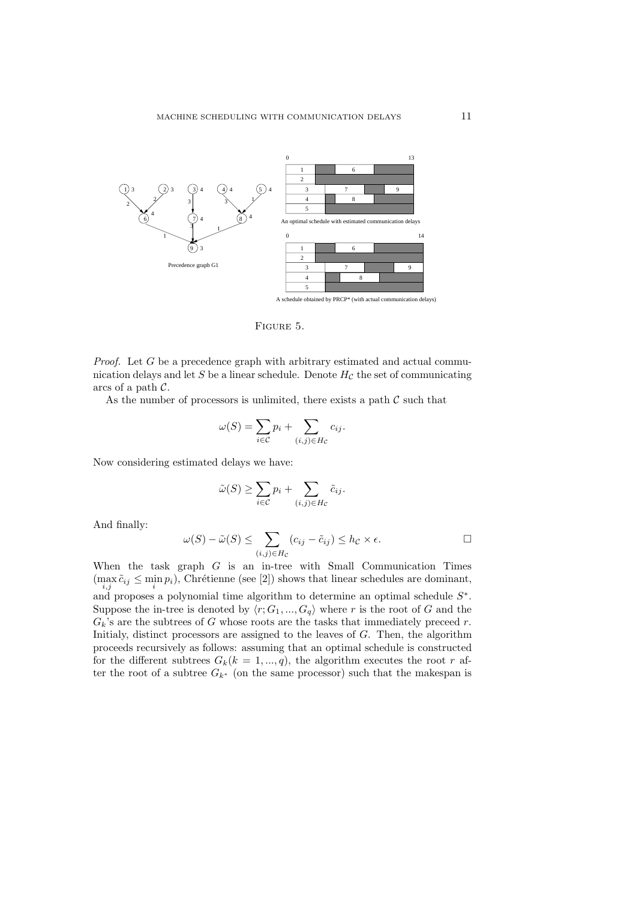Precedence graph G1

An optimal schedule with estimated communication delays

A schedule obtained by PRCP* (with actual communication delays)

Figure 5.

*Proof.* Let $G$ be a precedence graph with arbitrary estimated and actual communication delays and let $S$ be a linear schedule. Denote $H_{\mathcal{C}}$ the set of communicating arcs of a path $\mathcal{C}$.

As the number of processors is unlimited, there exists a path $\mathcal{C}$ such that

$$\omega(S) = \sum_{i \in \mathcal{C}} p_i + \sum_{(i,j) \in H_{\mathcal{C}}} c_{ij}.$$

Now considering estimated delays we have:

$$\tilde{\omega}(S) \geq \sum_{i \in \mathcal{C}} p_i + \sum_{(i,j) \in H_{\mathcal{C}}} \tilde{c}_{ij}.$$

And finally:

$$\omega(S) - \tilde{\omega}(S) \leq \sum_{(i,j) \in H_{\mathcal{C}}} (c_{ij} - \tilde{c}_{ij}) \leq h_{\mathcal{C}} \times \epsilon. \qquad \square$$

When the task graph $G$ is an in-tree with Small Communication Times ($\max_{i,j} \tilde{c}_{ij} \leq \min_i p_i$), Chrétienne (see [2]) shows that linear schedules are dominant, and proposes a polynomial time algorithm to determine an optimal schedule $S^*$. Suppose the in-tree is denoted by $\langle r; G_1, ..., G_q \rangle$ where $r$ is the root of $G$ and the $G_k$'s are the subtrees of $G$ whose roots are the tasks that immediately preceed $r$. Initialy, distinct processors are assigned to the leaves of $G$. Then, the algorithm proceeds recursively as follows: assuming that an optimal schedule is constructed for the different subtrees $G_k (k = 1, ..., q)$, the algorithm executes the root $r$ after the root of a subtree $G_{k^*}$ (on the same processor) such that the makespan is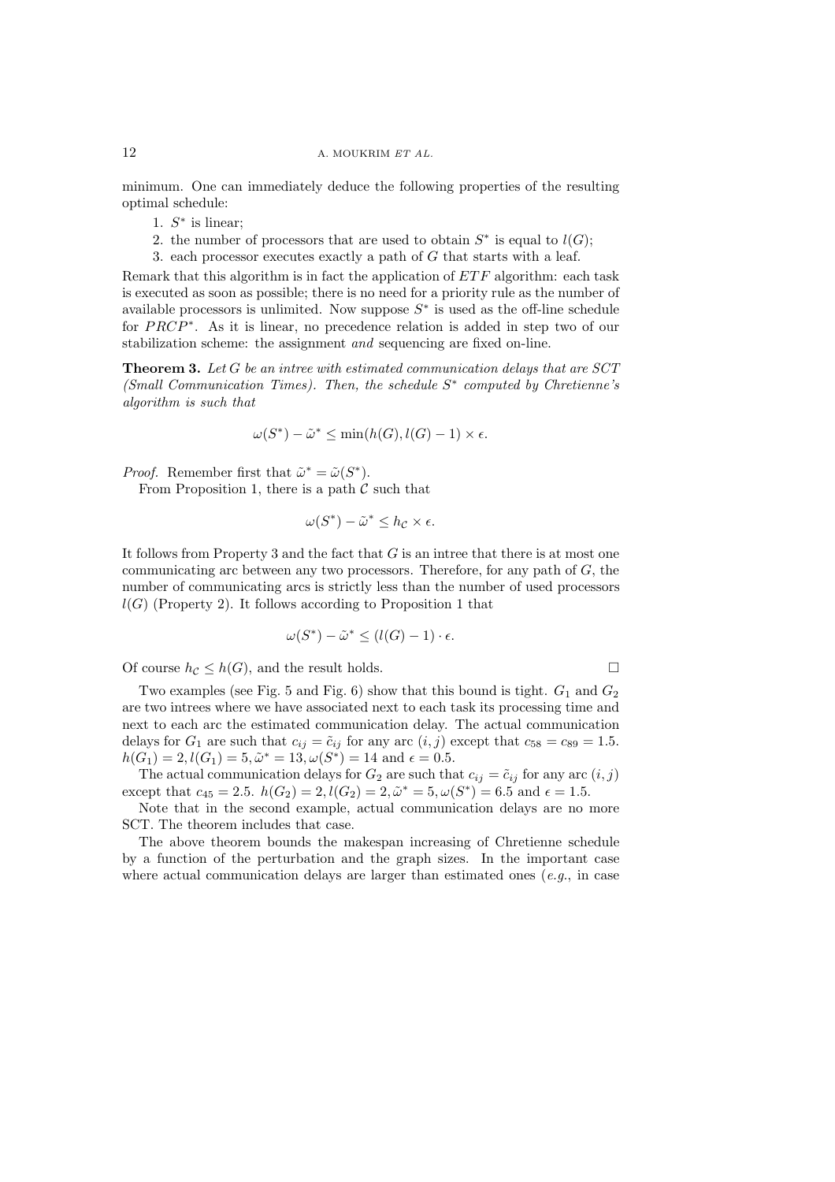minimum. One can immediately deduce the following properties of the resulting optimal schedule:

1. $S^*$ is linear;
2. the number of processors that are used to obtain $S^*$ is equal to $l(G)$;
3. each processor executes exactly a path of $G$ that starts with a leaf.

Remark that this algorithm is in fact the application of $ETF$ algorithm: each task is executed as soon as possible; there is no need for a priority rule as the number of available processors is unlimited. Now suppose $S^*$ is used as the off-line schedule for $PRCP^*$. As it is linear, no precedence relation is added in step two of our stabilization scheme: the assignment *and* sequencing are fixed on-line.

**Theorem 3.** *Let $G$ be an intree with estimated communication delays that are SCT (Small Communication Times). Then, the schedule $S^*$ computed by Chretienne's algorithm is such that*

$$\omega(S^*) - \tilde{\omega}^* \leq \min(h(G), l(G) - 1) \times \epsilon.$$

*Proof.* Remember first that $\tilde{\omega}^* = \tilde{\omega}(S^*)$.

From Proposition 1, there is a path $\mathcal{C}$ such that

$$\omega(S^*) - \tilde{\omega}^* \leq h_{\mathcal{C}} \times \epsilon.$$

It follows from Property 3 and the fact that $G$ is an intree that there is at most one communicating arc between any two processors. Therefore, for any path of $G$, the number of communicating arcs is strictly less than the number of used processors $l(G)$ (Property 2). It follows according to Proposition 1 that

$$\omega(S^*) - \tilde{\omega}^* \leq (l(G) - 1) \cdot \epsilon.$$

Of course $h_{\mathcal{C}} \leq h(G)$, and the result holds. □

Two examples (see Fig. 5 and Fig. 6) show that this bound is tight. $G_1$ and $G_2$ are two intrees where we have associated next to each task its processing time and next to each arc the estimated communication delay. The actual communication delays for $G_1$ are such that $c_{ij} = \tilde{c}_{ij}$ for any arc $(i, j)$ except that $c_{58} = c_{89} = 1.5$. $h(G_1) = 2, l(G_1) = 5, \tilde{\omega}^* = 13, \omega(S^*) = 14$ and $\epsilon = 0.5$.

The actual communication delays for $G_2$ are such that $c_{ij} = \tilde{c}_{ij}$ for any arc $(i, j)$ except that $c_{45} = 2.5$. $h(G_2) = 2, l(G_2) = 2, \tilde{\omega}^* = 5, \omega(S^*) = 6.5$ and $\epsilon = 1.5$.

Note that in the second example, actual communication delays are no more SCT. The theorem includes that case.

The above theorem bounds the makespan increasing of Chretienne schedule by a function of the perturbation and the graph sizes. In the important case where actual communication delays are larger than estimated ones (*e.g.*, in case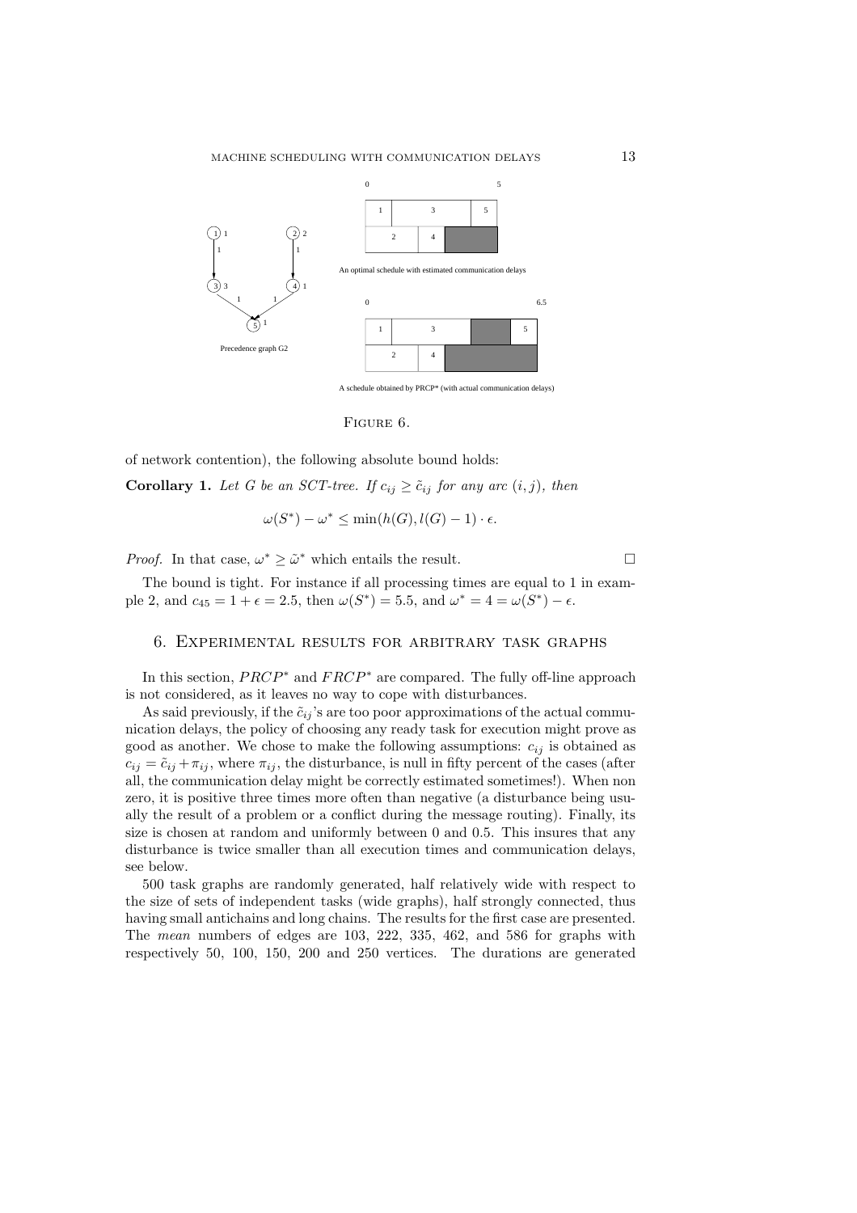Precedence graph G2

An optimal schedule with estimated communication delays

A schedule obtained by PRCP* (with actual communication delays)

FIGURE 6.

of network contention), the following absolute bound holds:

**Corollary 1.** *Let $G$ be an SCT-tree. If $c_{ij} \geq \tilde{c}_{ij}$ for any arc $(i, j)$, then*

$$\omega(S^*) - \omega^* \leq \min(h(G), l(G) - 1) \cdot \epsilon.$$

*Proof.* In that case, $\omega^* \geq \tilde{\omega}^*$ which entails the result. $\square$

The bound is tight. For instance if all processing times are equal to 1 in example 2, and $c_{45} = 1 + \epsilon = 2.5$, then $\omega(S^*) = 5.5$, and $\omega^* = 4 = \omega(S^*) - \epsilon$.

## 6. Experimental results for arbitrary task graphs

In this section, $PRCP^*$ and $FRCP^*$ are compared. The fully off-line approach is not considered, as it leaves no way to cope with disturbances.

As said previously, if the $\tilde{c}_{ij}$'s are too poor approximations of the actual communication delays, the policy of choosing any ready task for execution might prove as good as another. We chose to make the following assumptions: $c_{ij}$ is obtained as $c_{ij} = \tilde{c}_{ij} + \pi_{ij}$, where $\pi_{ij}$, the disturbance, is null in fifty percent of the cases (after all, the communication delay might be correctly estimated sometimes!). When non zero, it is positive three times more often than negative (a disturbance being usually the result of a problem or a conflict during the message routing). Finally, its size is chosen at random and uniformly between 0 and 0.5. This insures that any disturbance is twice smaller than all execution times and communication delays, see below.

500 task graphs are randomly generated, half relatively wide with respect to the size of sets of independent tasks (wide graphs), half strongly connected, thus having small antichains and long chains. The results for the first case are presented. The *mean* numbers of edges are 103, 222, 335, 462, and 586 for graphs with respectively 50, 100, 150, 200 and 250 vertices. The durations are generated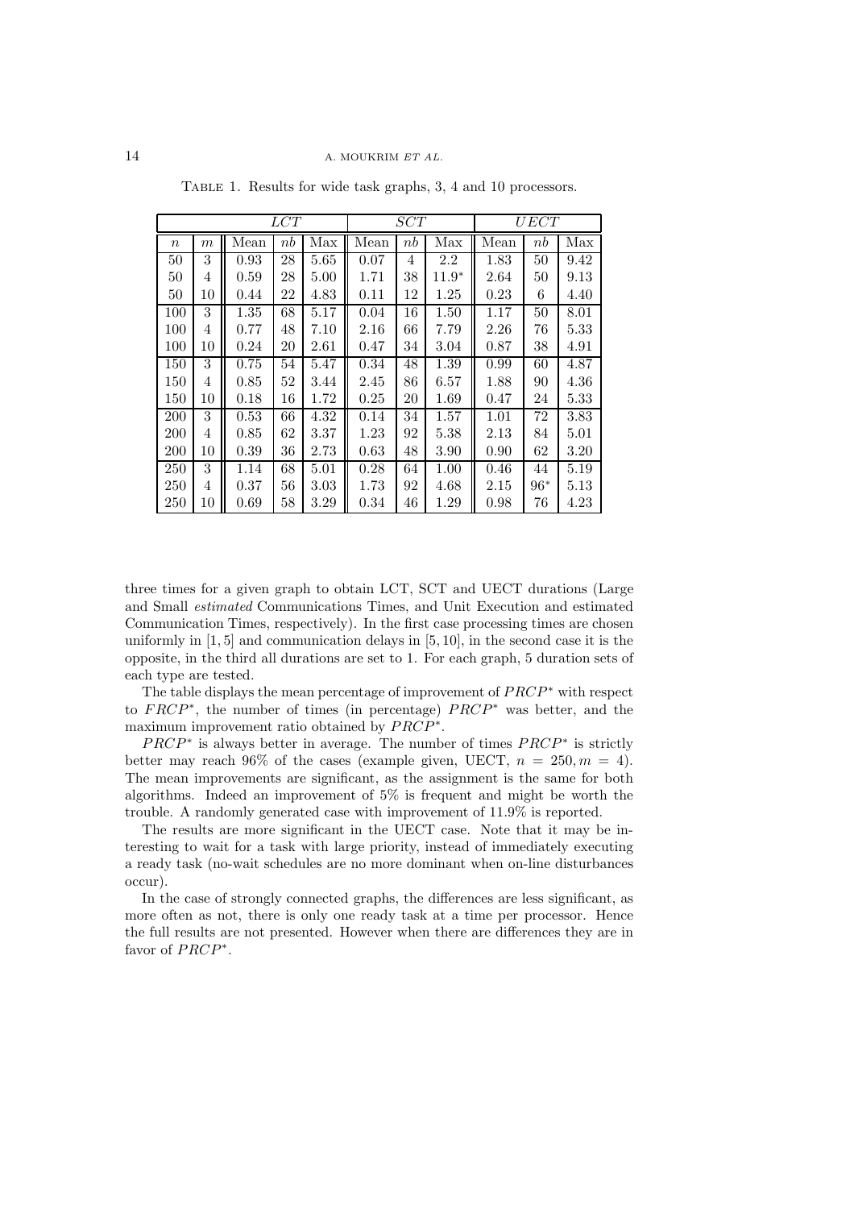Table 1. Results for wide task graphs, 3, 4 and 10 processors.

| | | $LCT$ | | | $SCT$ | | | $UECT$ | | |
|---|---|---|---|---|---|---|---|---|---|---|
| $n$ | $m$ | Mean | $nb$ | Max | Mean | $nb$ | Max | Mean | $nb$ | Max |
| 50 | 3 | 0.93 | 28 | 5.65 | 0.07 | 4 | 2.2 | 1.83 | 50 | 9.42 |
| 50 | 4 | 0.59 | 28 | 5.00 | 1.71 | 38 | 11.9* | 2.64 | 50 | 9.13 |
| 50 | 10 | 0.44 | 22 | 4.83 | 0.11 | 12 | 1.25 | 0.23 | 6 | 4.40 |
| 100 | 3 | 1.35 | 68 | 5.17 | 0.04 | 16 | 1.50 | 1.17 | 50 | 8.01 |
| 100 | 4 | 0.77 | 48 | 7.10 | 2.16 | 66 | 7.79 | 2.26 | 76 | 5.33 |
| 100 | 10 | 0.24 | 20 | 2.61 | 0.47 | 34 | 3.04 | 0.87 | 38 | 4.91 |
| 150 | 3 | 0.75 | 54 | 5.47 | 0.34 | 48 | 1.39 | 0.99 | 60 | 4.87 |
| 150 | 4 | 0.85 | 52 | 3.44 | 2.45 | 86 | 6.57 | 1.88 | 90 | 4.36 |
| 150 | 10 | 0.18 | 16 | 1.72 | 0.25 | 20 | 1.69 | 0.47 | 24 | 5.33 |
| 200 | 3 | 0.53 | 66 | 4.32 | 0.14 | 34 | 1.57 | 1.01 | 72 | 3.83 |
| 200 | 4 | 0.85 | 62 | 3.37 | 1.23 | 92 | 5.38 | 2.13 | 84 | 5.01 |
| 200 | 10 | 0.39 | 36 | 2.73 | 0.63 | 48 | 3.90 | 0.90 | 62 | 3.20 |
| 250 | 3 | 1.14 | 68 | 5.01 | 0.28 | 64 | 1.00 | 0.46 | 44 | 5.19 |
| 250 | 4 | 0.37 | 56 | 3.03 | 1.73 | 92 | 4.68 | 2.15 | 96* | 5.13 |
| 250 | 10 | 0.69 | 58 | 3.29 | 0.34 | 46 | 1.29 | 0.98 | 76 | 4.23 |

three times for a given graph to obtain LCT, SCT and UECT durations (Large and Small *estimated* Communications Times, and Unit Execution and estimated Communication Times, respectively). In the first case processing times are chosen uniformly in $[1, 5]$ and communication delays in $[5, 10]$, in the second case it is the opposite, in the third all durations are set to 1. For each graph, 5 duration sets of each type are tested.

The table displays the mean percentage of improvement of $PRCP^*$ with respect to $FRCP^*$, the number of times (in percentage) $PRCP^*$ was better, and the maximum improvement ratio obtained by $PRCP^*$.

$PRCP^*$ is always better in average. The number of times $PRCP^*$ is strictly better may reach 96% of the cases (example given, UECT, $n = 250, m = 4$). The mean improvements are significant, as the assignment is the same for both algorithms. Indeed an improvement of 5% is frequent and might be worth the trouble. A randomly generated case with improvement of 11.9% is reported.

The results are more significant in the UECT case. Note that it may be interesting to wait for a task with large priority, instead of immediately executing a ready task (no-wait schedules are no more dominant when on-line disturbances occur).

In the case of strongly connected graphs, the differences are less significant, as more often as not, there is only one ready task at a time per processor. Hence the full results are not presented. However when there are differences they are in favor of $PRCP^*$.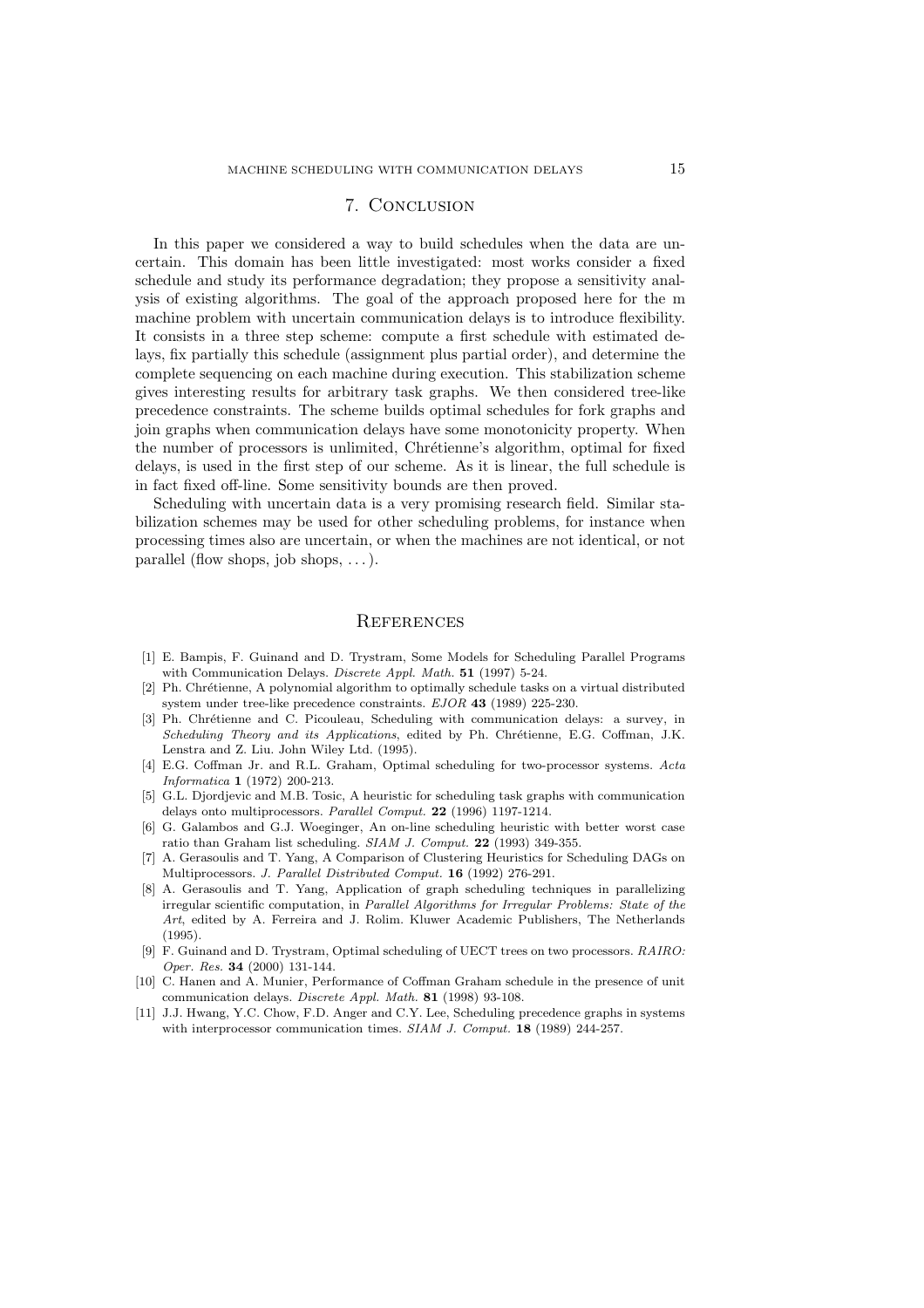## 7. Conclusion

In this paper we considered a way to build schedules when the data are uncertain. This domain has been little investigated: most works consider a fixed schedule and study its performance degradation; they propose a sensitivity analysis of existing algorithms. The goal of the approach proposed here for the m machine problem with uncertain communication delays is to introduce flexibility. It consists in a three step scheme: compute a first schedule with estimated delays, fix partially this schedule (assignment plus partial order), and determine the complete sequencing on each machine during execution. This stabilization scheme gives interesting results for arbitrary task graphs. We then considered tree-like precedence constraints. The scheme builds optimal schedules for fork graphs and join graphs when communication delays have some monotonicity property. When the number of processors is unlimited, Chrétienne's algorithm, optimal for fixed delays, is used in the first step of our scheme. As it is linear, the full schedule is in fact fixed off-line. Some sensitivity bounds are then proved.

Scheduling with uncertain data is a very promising research field. Similar stabilization schemes may be used for other scheduling problems, for instance when processing times also are uncertain, or when the machines are not identical, or not parallel (flow shops, job shops, ...).

## References

[1] E. Bampis, F. Guinand and D. Trystram, Some Models for Scheduling Parallel Programs with Communication Delays. *Discrete Appl. Math.* **51** (1997) 5-24.

[2] Ph. Chrétienne, A polynomial algorithm to optimally schedule tasks on a virtual distributed system under tree-like precedence constraints. *EJOR* **43** (1989) 225-230.

[3] Ph. Chrétienne and C. Picouleau, Scheduling with communication delays: a survey, in *Scheduling Theory and its Applications*, edited by Ph. Chrétienne, E.G. Coffman, J.K. Lenstra and Z. Liu. John Wiley Ltd. (1995).

[4] E.G. Coffman Jr. and R.L. Graham, Optimal scheduling for two-processor systems. *Acta Informatica* **1** (1972) 200-213.

[5] G.L. Djordjevic and M.B. Tosic, A heuristic for scheduling task graphs with communication delays onto multiprocessors. *Parallel Comput.* **22** (1996) 1197-1214.

[6] G. Galambos and G.J. Woeginger, An on-line scheduling heuristic with better worst case ratio than Graham list scheduling. *SIAM J. Comput.* **22** (1993) 349-355.

[7] A. Gerasoulis and T. Yang, A Comparison of Clustering Heuristics for Scheduling DAGs on Multiprocessors. *J. Parallel Distributed Comput.* **16** (1992) 276-291.

[8] A. Gerasoulis and T. Yang, Application of graph scheduling techniques in parallelizing irregular scientific computation, in *Parallel Algorithms for Irregular Problems: State of the Art*, edited by A. Ferreira and J. Rolim. Kluwer Academic Publishers, The Netherlands (1995).

[9] F. Guinand and D. Trystram, Optimal scheduling of UECT trees on two processors. *RAIRO: Oper. Res.* **34** (2000) 131-144.

[10] C. Hanen and A. Munier, Performance of Coffman Graham schedule in the presence of unit communication delays. *Discrete Appl. Math.* **81** (1998) 93-108.

[11] J.J. Hwang, Y.C. Chow, F.D. Anger and C.Y. Lee, Scheduling precedence graphs in systems with interprocessor communication times. *SIAM J. Comput.* **18** (1989) 244-257.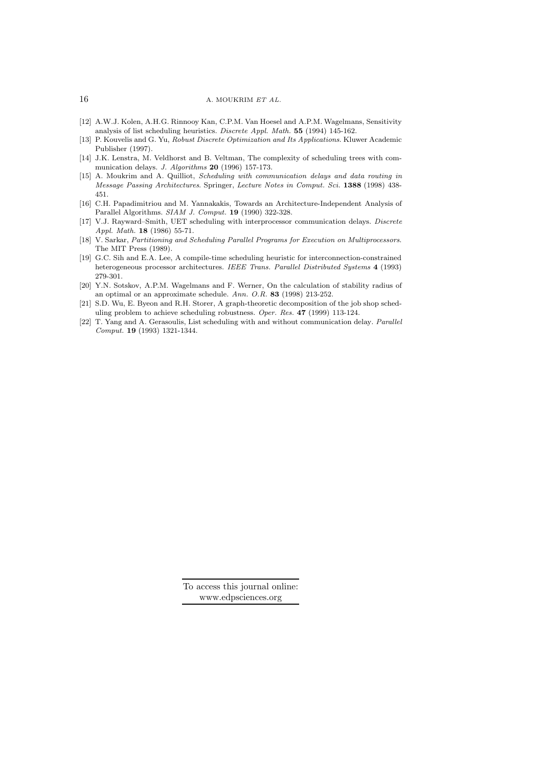[12] A.W.J. Kolen, A.H.G. Rinnooy Kan, C.P.M. Van Hoesel and A.P.M. Wagelmans, Sensitivity analysis of list scheduling heuristics. *Discrete Appl. Math.* **55** (1994) 145-162.

[13] P. Kouvelis and G. Yu, *Robust Discrete Optimization and Its Applications*. Kluwer Academic Publisher (1997).

[14] J.K. Lenstra, M. Veldhorst and B. Veltman, The complexity of scheduling trees with communication delays. *J. Algorithms* **20** (1996) 157-173.

[15] A. Moukrim and A. Quilliot, *Scheduling with communication delays and data routing in Message Passing Architectures*. Springer, *Lecture Notes in Comput. Sci.* **1388** (1998) 438-451.

[16] C.H. Papadimitriou and M. Yannakakis, Towards an Architecture-Independent Analysis of Parallel Algorithms. *SIAM J. Comput.* **19** (1990) 322-328.

[17] V.J. Rayward–Smith, UET scheduling with interprocessor communication delays. *Discrete Appl. Math.* **18** (1986) 55-71.

[18] V. Sarkar, *Partitioning and Scheduling Parallel Programs for Execution on Multiprocessors*. The MIT Press (1989).

[19] G.C. Sih and E.A. Lee, A compile-time scheduling heuristic for interconnection-constrained heterogeneous processor architectures. *IEEE Trans. Parallel Distributed Systems* **4** (1993) 279-301.

[20] Y.N. Sotskov, A.P.M. Wagelmans and F. Werner, On the calculation of stability radius of an optimal or an approximate schedule. *Ann. O.R.* **83** (1998) 213-252.

[21] S.D. Wu, E. Byeon and R.H. Storer, A graph-theoretic decomposition of the job shop scheduling problem to achieve scheduling robustness. *Oper. Res.* **47** (1999) 113-124.

[22] T. Yang and A. Gerasoulis, List scheduling with and without communication delay. *Parallel Comput.* **19** (1993) 1321-1344.

To access this journal online:
www.edpsciences.org